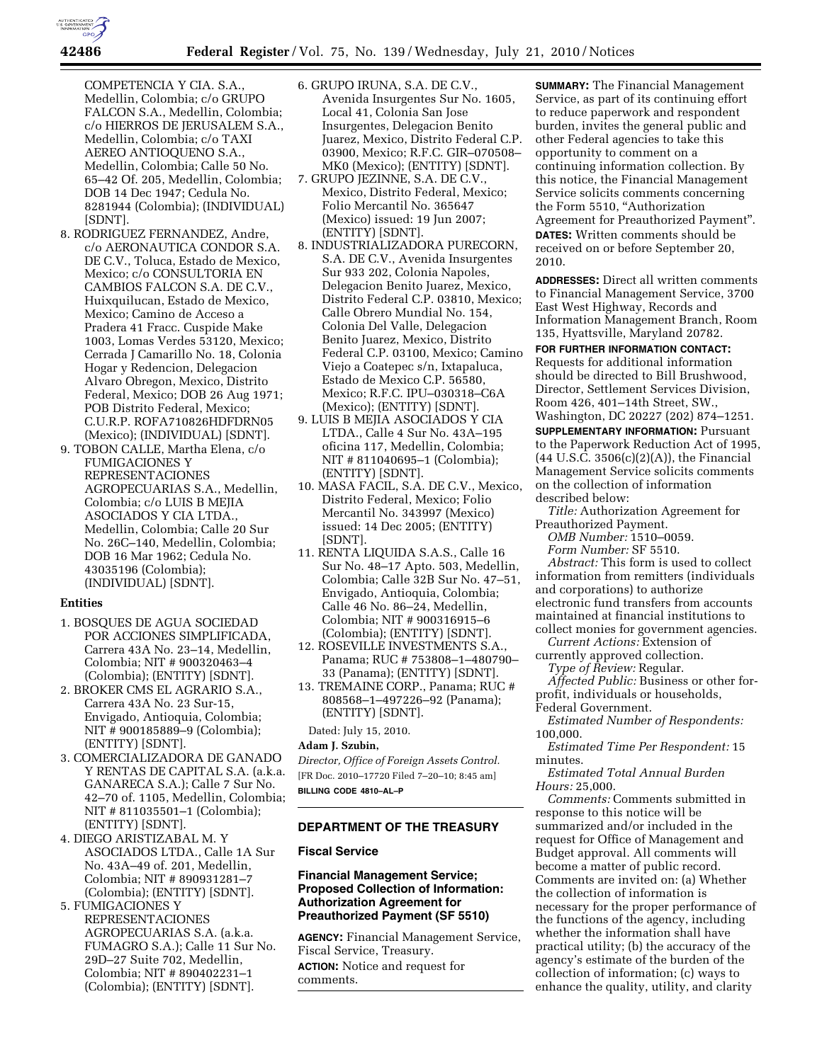COMPETENCIA Y CIA. S.A., Medellin, Colombia; c/o GRUPO FALCON S.A., Medellin, Colombia; c/o HIERROS DE JERUSALEM S.A., Medellin, Colombia; c/o TAXI AEREO ANTIOQUENO S.A., Medellin, Colombia; Calle 50 No. 65–42 Of. 205, Medellin, Colombia; DOB 14 Dec 1947; Cedula No. 8281944 (Colombia); (INDIVIDUAL) [SDNT].

8. RODRIGUEZ FERNANDEZ, Andre, c/o AERONAUTICA CONDOR S.A. DE C.V., Toluca, Estado de Mexico, Mexico; c/o CONSULTORIA EN CAMBIOS FALCON S.A. DE C.V., Huixquilucan, Estado de Mexico, Mexico; Camino de Acceso a Pradera 41 Fracc. Cuspide Make 1003, Lomas Verdes 53120, Mexico; Cerrada J Camarillo No. 18, Colonia Hogar y Redencion, Delegacion Alvaro Obregon, Mexico, Distrito Federal, Mexico; DOB 26 Aug 1971; POB Distrito Federal, Mexico; C.U.R.P. ROFA710826HDFDRN05 (Mexico); (INDIVIDUAL) [SDNT].
9. TOBON CALLE, Martha Elena, c/o FUMIGACIONES Y REPRESENTACIONES AGROPECUARIAS S.A., Medellin, Colombia; c/o LUIS B MEJIA ASOCIADOS Y CIA LTDA., Medellin, Colombia; Calle 20 Sur No. 26C–140, Medellin, Colombia; DOB 16 Mar 1962; Cedula No. 43035196 (Colombia); (INDIVIDUAL) [SDNT].

**Entities**

1. BOSQUES DE AGUA SOCIEDAD POR ACCIONES SIMPLIFICADA, Carrera 43A No. 23–14, Medellin, Colombia; NIT # 900320463–4 (Colombia); (ENTITY) [SDNT].
2. BROKER CMS EL AGRARIO S.A., Carrera 43A No. 23 Sur-15, Envigado, Antioquia, Colombia; NIT # 900185889–9 (Colombia); (ENTITY) [SDNT].
3. COMERCIALIZADORA DE GANADO Y RENTAS DE CAPITAL S.A. (a.k.a. GANARECA S.A.); Calle 7 Sur No. 42–70 of. 1105, Medellin, Colombia; NIT # 811035501–1 (Colombia); (ENTITY) [SDNT].
4. DIEGO ARISTIZABAL M. Y ASOCIADOS LTDA., Calle 1A Sur No. 43A–49 of. 201, Medellin, Colombia; NIT # 890931281–7 (Colombia); (ENTITY) [SDNT].
5. FUMIGACIONES Y REPRESENTACIONES AGROPECUARIAS S.A. (a.k.a. FUMAGRO S.A.); Calle 11 Sur No. 29D–27 Suite 702, Medellin, Colombia; NIT # 890402231–1 (Colombia); (ENTITY) [SDNT].
6. GRUPO IRUNA, S.A. DE C.V., Avenida Insurgentes Sur No. 1605, Local 41, Colonia San Jose Insurgentes, Delegacion Benito Juarez, Mexico, Distrito Federal C.P. 03900, Mexico; R.F.C. GIR–070508–MK0 (Mexico); (ENTITY) [SDNT].
7. GRUPO JEZINNE, S.A. DE C.V., Mexico, Distrito Federal, Mexico; Folio Mercantil No. 365647 (Mexico) issued: 19 Jun 2007; (ENTITY) [SDNT].
8. INDUSTRIALIZADORA PURECORN, S.A. DE C.V., Avenida Insurgentes Sur 933 202, Colonia Napoles, Delegacion Benito Juarez, Mexico, Distrito Federal C.P. 03810, Mexico; Calle Obrero Mundial No. 154, Colonia Del Valle, Delegacion Benito Juarez, Mexico, Distrito Federal C.P. 03100, Mexico; Camino Viejo a Coatepec s/n, Ixtapaluca, Estado de Mexico C.P. 56580, Mexico; R.F.C. IPU–030318–C6A (Mexico); (ENTITY) [SDNT].
9. LUIS B MEJIA ASOCIADOS Y CIA LTDA., Calle 4 Sur No. 43A–195 oficina 117, Medellin, Colombia; NIT # 811040695–1 (Colombia); (ENTITY) [SDNT].
10. MASA FACIL, S.A. DE C.V., Mexico, Distrito Federal, Mexico; Folio Mercantil No. 343997 (Mexico) issued: 14 Dec 2005; (ENTITY) [SDNT].
11. RENTA LIQUIDA S.A.S., Calle 16 Sur No. 48–17 Apto. 503, Medellin, Colombia; Calle 32B Sur No. 47–51, Envigado, Antioquia, Colombia; Calle 46 No. 86–24, Medellin, Colombia; NIT # 900316915–6 (Colombia); (ENTITY) [SDNT].
12. ROSEVILLE INVESTMENTS S.A., Panama; RUC # 753808–1–480790–33 (Panama); (ENTITY) [SDNT].
13. TREMAINE CORP., Panama; RUC # 808568–1–497226–92 (Panama); (ENTITY) [SDNT].

Dated: July 15, 2010.

**Adam J. Szubin,**

*Director, Office of Foreign Assets Control.*

[FR Doc. 2010–17720 Filed 7–20–10; 8:45 am]

**BILLING CODE 4810–AL–P**

## DEPARTMENT OF THE TREASURY

### Fiscal Service

### Financial Management Service; Proposed Collection of Information: Authorization Agreement for Preauthorized Payment (SF 5510)

**AGENCY:** Financial Management Service, Fiscal Service, Treasury.

**ACTION:** Notice and request for comments.

**SUMMARY:** The Financial Management Service, as part of its continuing effort to reduce paperwork and respondent burden, invites the general public and other Federal agencies to take this opportunity to comment on a continuing information collection. By this notice, the Financial Management Service solicits comments concerning the Form 5510, "Authorization Agreement for Preauthorized Payment".

**DATES:** Written comments should be received on or before September 20, 2010.

**ADDRESSES:** Direct all written comments to Financial Management Service, 3700 East West Highway, Records and Information Management Branch, Room 135, Hyattsville, Maryland 20782.

**FOR FURTHER INFORMATION CONTACT:** Requests for additional information should be directed to Bill Brushwood, Director, Settlement Services Division, Room 426, 401–14th Street, SW., Washington, DC 20227 (202) 874–1251.

**SUPPLEMENTARY INFORMATION:** Pursuant to the Paperwork Reduction Act of 1995, (44 U.S.C. 3506(c)(2)(A)), the Financial Management Service solicits comments on the collection of information described below:

*Title:* Authorization Agreement for Preauthorized Payment.

*OMB Number:* 1510–0059.

*Form Number:* SF 5510.

*Abstract:* This form is used to collect information from remitters (individuals and corporations) to authorize electronic fund transfers from accounts maintained at financial institutions to collect monies for government agencies.

*Current Actions:* Extension of currently approved collection.

*Type of Review:* Regular.

*Affected Public:* Business or other for-profit, individuals or households, Federal Government.

*Estimated Number of Respondents:* 100,000.

*Estimated Time Per Respondent:* 15 minutes.

*Estimated Total Annual Burden Hours:* 25,000.

*Comments:* Comments submitted in response to this notice will be summarized and/or included in the request for Office of Management and Budget approval. All comments will become a matter of public record. Comments are invited on: (a) Whether the collection of information is necessary for the proper performance of the functions of the agency, including whether the information shall have practical utility; (b) the accuracy of the agency's estimate of the burden of the collection of information; (c) ways to enhance the quality, utility, and clarity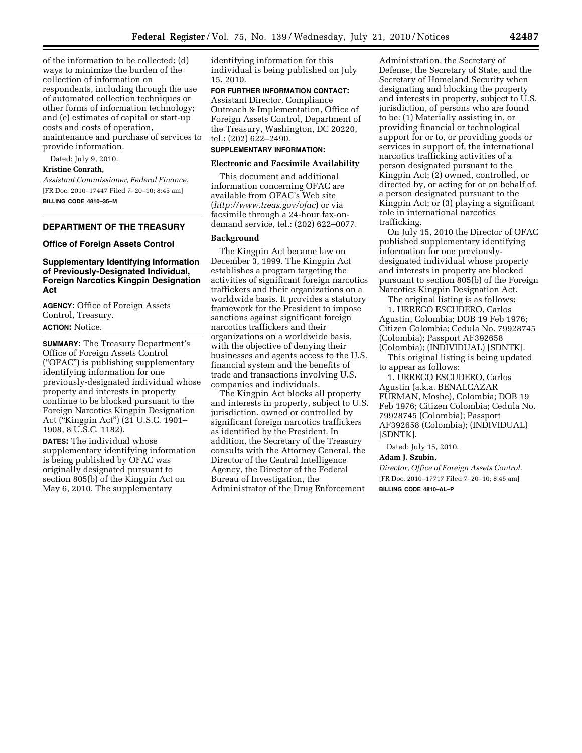of the information to be collected; (d) ways to minimize the burden of the collection of information on respondents, including through the use of automated collection techniques or other forms of information technology; and (e) estimates of capital or start-up costs and costs of operation, maintenance and purchase of services to provide information.

Dated: July 9, 2010.

**Kristine Conrath,**

*Assistant Commissioner, Federal Finance.*

[FR Doc. 2010–17447 Filed 7–20–10; 8:45 am]

**BILLING CODE 4810–35–M**

---

## DEPARTMENT OF THE TREASURY

### Office of Foreign Assets Control

### Supplementary Identifying Information of Previously-Designated Individual, Foreign Narcotics Kingpin Designation Act

**AGENCY:** Office of Foreign Assets Control, Treasury.

**ACTION:** Notice.

**SUMMARY:** The Treasury Department's Office of Foreign Assets Control ("OFAC") is publishing supplementary identifying information for one previously-designated individual whose property and interests in property continue to be blocked pursuant to the Foreign Narcotics Kingpin Designation Act ("Kingpin Act") (21 U.S.C. 1901–1908, 8 U.S.C. 1182).

**DATES:** The individual whose supplementary identifying information is being published by OFAC was originally designated pursuant to section 805(b) of the Kingpin Act on May 6, 2010. The supplementary identifying information for this individual is being published on July 15, 2010.

**FOR FURTHER INFORMATION CONTACT:** Assistant Director, Compliance Outreach & Implementation, Office of Foreign Assets Control, Department of the Treasury, Washington, DC 20220, tel.: (202) 622–2490.

**SUPPLEMENTARY INFORMATION:**

#### Electronic and Facsimile Availability

This document and additional information concerning OFAC are available from OFAC's Web site (*http://www.treas.gov/ofac*) or via facsimile through a 24-hour fax-on-demand service, tel.: (202) 622–0077.

#### Background

The Kingpin Act became law on December 3, 1999. The Kingpin Act establishes a program targeting the activities of significant foreign narcotics traffickers and their organizations on a worldwide basis. It provides a statutory framework for the President to impose sanctions against significant foreign narcotics traffickers and their organizations on a worldwide basis, with the objective of denying their businesses and agents access to the U.S. financial system and the benefits of trade and transactions involving U.S. companies and individuals.

The Kingpin Act blocks all property and interests in property, subject to U.S. jurisdiction, owned or controlled by significant foreign narcotics traffickers as identified by the President. In addition, the Secretary of the Treasury consults with the Attorney General, the Director of the Central Intelligence Agency, the Director of the Federal Bureau of Investigation, the Administrator of the Drug Enforcement Administration, the Secretary of Defense, the Secretary of State, and the Secretary of Homeland Security when designating and blocking the property and interests in property, subject to U.S. jurisdiction, of persons who are found to be: (1) Materially assisting in, or providing financial or technological support for or to, or providing goods or services in support of, the international narcotics trafficking activities of a person designated pursuant to the Kingpin Act; (2) owned, controlled, or directed by, or acting for or on behalf of, a person designated pursuant to the Kingpin Act; or (3) playing a significant role in international narcotics trafficking.

On July 15, 2010 the Director of OFAC published supplementary identifying information for one previously-designated individual whose property and interests in property are blocked pursuant to section 805(b) of the Foreign Narcotics Kingpin Designation Act.

The original listing is as follows:

1. URREGO ESCUDERO, Carlos Agustin, Colombia; DOB 19 Feb 1976; Citizen Colombia; Cedula No. 79928745 (Colombia); Passport AF392658 (Colombia); (INDIVIDUAL) [SDNTK].

This original listing is being updated to appear as follows:

1. URREGO ESCUDERO, Carlos Agustin (a.k.a. BENALCAZAR FURMAN, Moshe), Colombia; DOB 19 Feb 1976; Citizen Colombia; Cedula No. 79928745 (Colombia); Passport AF392658 (Colombia); (INDIVIDUAL) [SDNTK].

Dated: July 15, 2010.

**Adam J. Szubin,**

*Director, Office of Foreign Assets Control.*

[FR Doc. 2010–17717 Filed 7–20–10; 8:45 am]

**BILLING CODE 4810–AL–P**